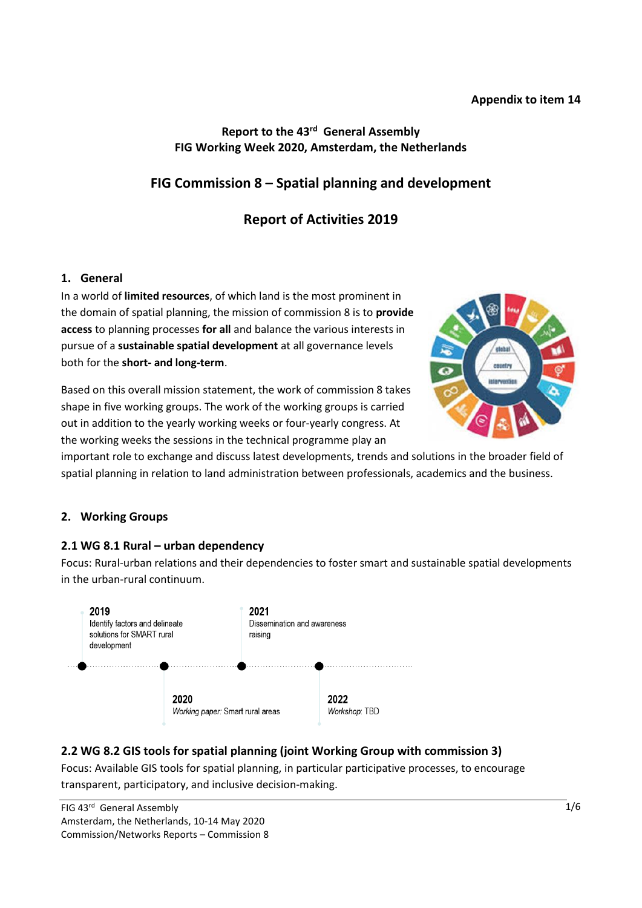**Appendix to item 14**

**Report to the 43rd General Assembly**
**FIG Working Week 2020, Amsterdam, the Netherlands**

# FIG Commission 8 – Spatial planning and development

# Report of Activities 2019

## 1. General

In a world of **limited resources**, of which land is the most prominent in the domain of spatial planning, the mission of commission 8 is to **provide access** to planning processes **for all** and balance the various interests in pursue of a **sustainable spatial development** at all governance levels both for the **short- and long-term**.

Based on this overall mission statement, the work of commission 8 takes shape in five working groups. The work of the working groups is carried out in addition to the yearly working weeks or four-yearly congress. At the working weeks the sessions in the technical programme play an important role to exchange and discuss latest developments, trends and solutions in the broader field of spatial planning in relation to land administration between professionals, academics and the business.

## 2. Working Groups

### 2.1 WG 8.1 Rural – urban dependency

Focus: Rural-urban relations and their dependencies to foster smart and sustainable spatial developments in the urban-rural continuum.

**2019**
Identify factors and delineate solutions for SMART rural development

**2020**
*Working paper:* Smart rural areas

**2021**
Dissemination and awareness raising

**2022**
*Workshop:* TBD

### 2.2 WG 8.2 GIS tools for spatial planning (joint Working Group with commission 3)

Focus: Available GIS tools for spatial planning, in particular participative processes, to encourage transparent, participatory, and inclusive decision-making.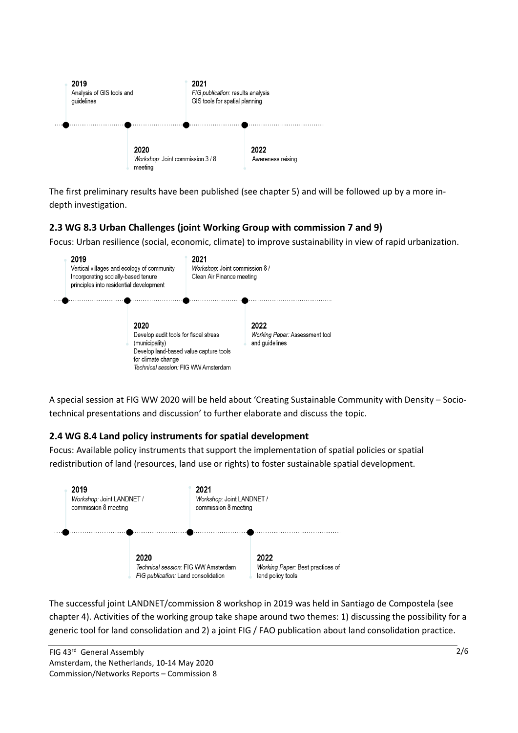- **2019** Analysis of GIS tools and guidelines
- **2020** *Workshop:* Joint commission 3 / 8 meeting
- **2021** *FIG publication:* results analysis GIS tools for spatial planning
- **2022** Awareness raising

The first preliminary results have been published (see chapter 5) and will be followed up by a more in-depth investigation.

## 2.3 WG 8.3 Urban Challenges (joint Working Group with commission 7 and 9)

Focus: Urban resilience (social, economic, climate) to improve sustainability in view of rapid urbanization.

- **2019** Vertical villages and ecology of community; Incorporating socially-based tenure principles into residential development
- **2020** Develop audit tools for fiscal stress (municipality); Develop land-based value capture tools for climate change; *Technical session:* FIG WW Amsterdam
- **2021** *Workshop:* Joint commission 8 / Clean Air Finance meeting
- **2022** *Working Paper:* Assessment tool and guidelines

A special session at FIG WW 2020 will be held about 'Creating Sustainable Community with Density – Socio-technical presentations and discussion' to further elaborate and discuss the topic.

## 2.4 WG 8.4 Land policy instruments for spatial development

Focus: Available policy instruments that support the implementation of spatial policies or spatial redistribution of land (resources, land use or rights) to foster sustainable spatial development.

- **2019** *Workshop:* Joint LANDNET / commission 8 meeting
- **2020** *Technical session:* FIG WW Amsterdam; *FIG publication:* Land consolidation
- **2021** *Workshop:* Joint LANDNET / commission 8 meeting
- **2022** *Working Paper:* Best practices of land policy tools

The successful joint LANDNET/commission 8 workshop in 2019 was held in Santiago de Compostela (see chapter 4). Activities of the working group take shape around two themes: 1) discussing the possibility for a generic tool for land consolidation and 2) a joint FIG / FAO publication about land consolidation practice.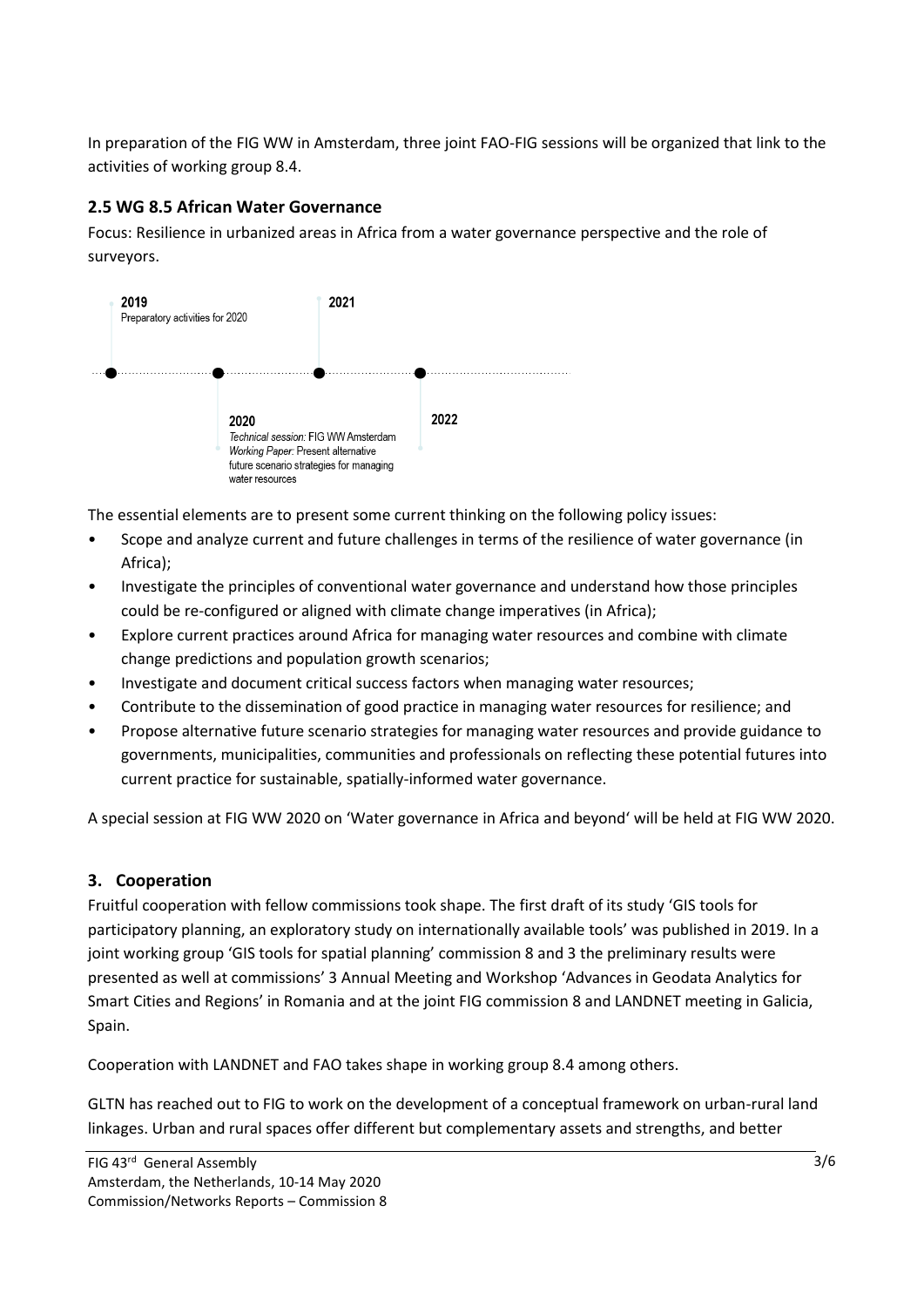In preparation of the FIG WW in Amsterdam, three joint FAO-FIG sessions will be organized that link to the activities of working group 8.4.

## 2.5 WG 8.5 African Water Governance

Focus: Resilience in urbanized areas in Africa from a water governance perspective and the role of surveyors.

**2019**
Preparatory activities for 2020

**2020**
*Technical session:* FIG WW Amsterdam
*Working Paper:* Present alternative future scenario strategies for managing water resources

**2021**

**2022**

The essential elements are to present some current thinking on the following policy issues:

- Scope and analyze current and future challenges in terms of the resilience of water governance (in Africa);
- Investigate the principles of conventional water governance and understand how those principles could be re-configured or aligned with climate change imperatives (in Africa);
- Explore current practices around Africa for managing water resources and combine with climate change predictions and population growth scenarios;
- Investigate and document critical success factors when managing water resources;
- Contribute to the dissemination of good practice in managing water resources for resilience; and
- Propose alternative future scenario strategies for managing water resources and provide guidance to governments, municipalities, communities and professionals on reflecting these potential futures into current practice for sustainable, spatially-informed water governance.

A special session at FIG WW 2020 on 'Water governance in Africa and beyond' will be held at FIG WW 2020.

## 3. Cooperation

Fruitful cooperation with fellow commissions took shape. The first draft of its study 'GIS tools for participatory planning, an exploratory study on internationally available tools' was published in 2019. In a joint working group 'GIS tools for spatial planning' commission 8 and 3 the preliminary results were presented as well at commissions' 3 Annual Meeting and Workshop 'Advances in Geodata Analytics for Smart Cities and Regions' in Romania and at the joint FIG commission 8 and LANDNET meeting in Galicia, Spain.

Cooperation with LANDNET and FAO takes shape in working group 8.4 among others.

GLTN has reached out to FIG to work on the development of a conceptual framework on urban-rural land linkages. Urban and rural spaces offer different but complementary assets and strengths, and better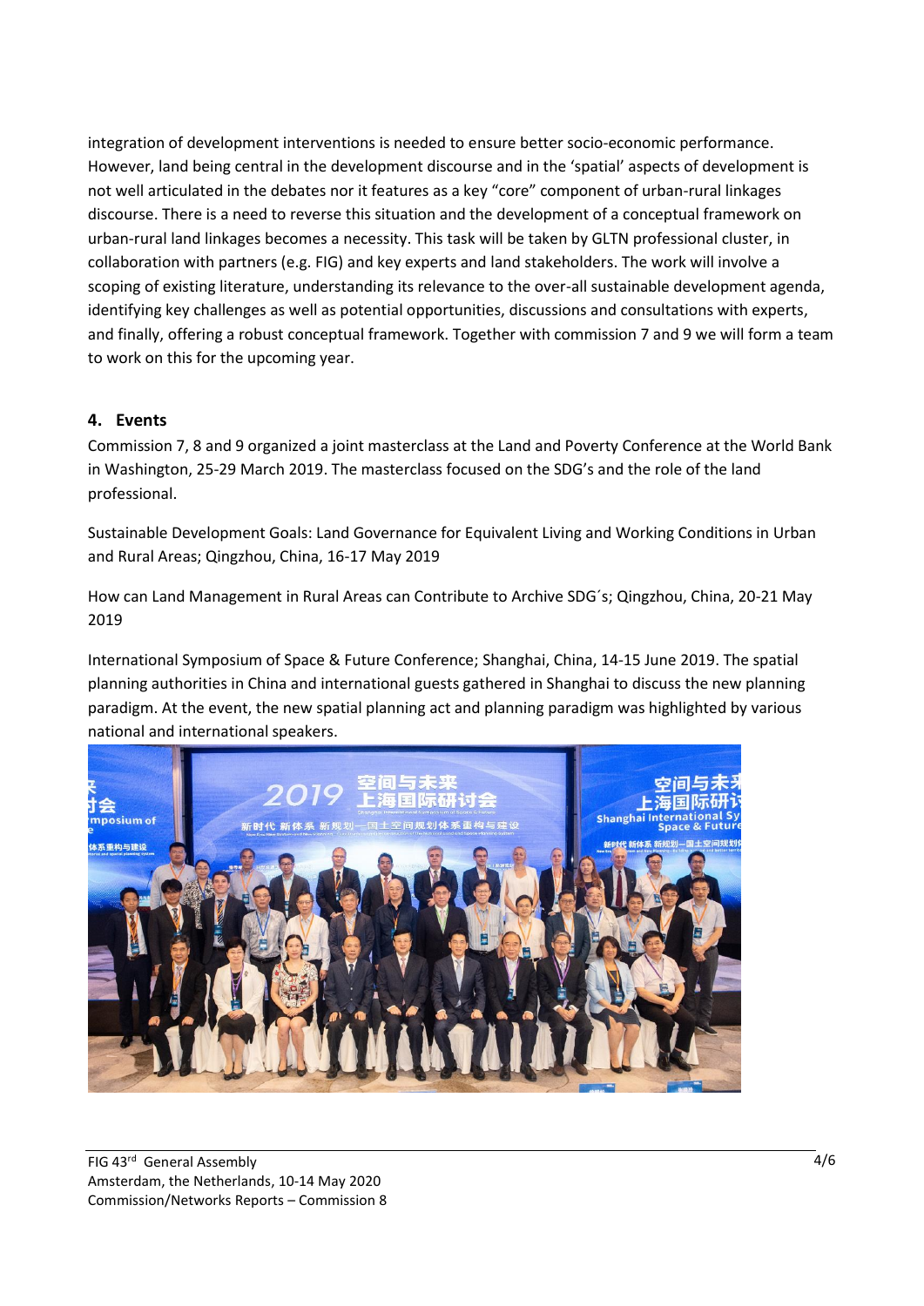integration of development interventions is needed to ensure better socio-economic performance. However, land being central in the development discourse and in the 'spatial' aspects of development is not well articulated in the debates nor it features as a key "core" component of urban-rural linkages discourse. There is a need to reverse this situation and the development of a conceptual framework on urban-rural land linkages becomes a necessity. This task will be taken by GLTN professional cluster, in collaboration with partners (e.g. FIG) and key experts and land stakeholders. The work will involve a scoping of existing literature, understanding its relevance to the over-all sustainable development agenda, identifying key challenges as well as potential opportunities, discussions and consultations with experts, and finally, offering a robust conceptual framework. Together with commission 7 and 9 we will form a team to work on this for the upcoming year.

## 4. Events

Commission 7, 8 and 9 organized a joint masterclass at the Land and Poverty Conference at the World Bank in Washington, 25-29 March 2019. The masterclass focused on the SDG's and the role of the land professional.

Sustainable Development Goals: Land Governance for Equivalent Living and Working Conditions in Urban and Rural Areas; Qingzhou, China, 16-17 May 2019

How can Land Management in Rural Areas can Contribute to Archive SDG´s; Qingzhou, China, 20-21 May 2019

International Symposium of Space & Future Conference; Shanghai, China, 14-15 June 2019. The spatial planning authorities in China and international guests gathered in Shanghai to discuss the new planning paradigm. At the event, the new spatial planning act and planning paradigm was highlighted by various national and international speakers.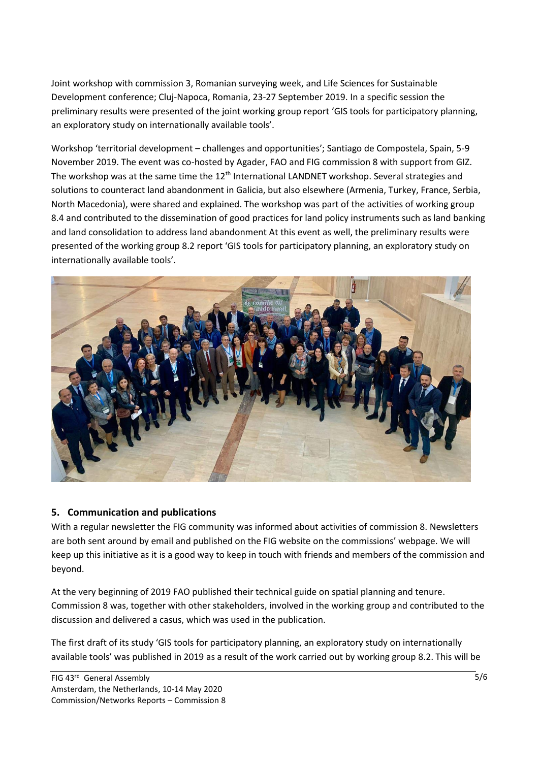Joint workshop with commission 3, Romanian surveying week, and Life Sciences for Sustainable Development conference; Cluj-Napoca, Romania, 23-27 September 2019. In a specific session the preliminary results were presented of the joint working group report 'GIS tools for participatory planning, an exploratory study on internationally available tools'.

Workshop 'territorial development – challenges and opportunities'; Santiago de Compostela, Spain, 5-9 November 2019. The event was co-hosted by Agader, FAO and FIG commission 8 with support from GIZ. The workshop was at the same time the 12th International LANDNET workshop. Several strategies and solutions to counteract land abandonment in Galicia, but also elsewhere (Armenia, Turkey, France, Serbia, North Macedonia), were shared and explained. The workshop was part of the activities of working group 8.4 and contributed to the dissemination of good practices for land policy instruments such as land banking and land consolidation to address land abandonment At this event as well, the preliminary results were presented of the working group 8.2 report 'GIS tools for participatory planning, an exploratory study on internationally available tools'.

## 5. Communication and publications

With a regular newsletter the FIG community was informed about activities of commission 8. Newsletters are both sent around by email and published on the FIG website on the commissions' webpage. We will keep up this initiative as it is a good way to keep in touch with friends and members of the commission and beyond.

At the very beginning of 2019 FAO published their technical guide on spatial planning and tenure. Commission 8 was, together with other stakeholders, involved in the working group and contributed to the discussion and delivered a casus, which was used in the publication.

The first draft of its study 'GIS tools for participatory planning, an exploratory study on internationally available tools' was published in 2019 as a result of the work carried out by working group 8.2. This will be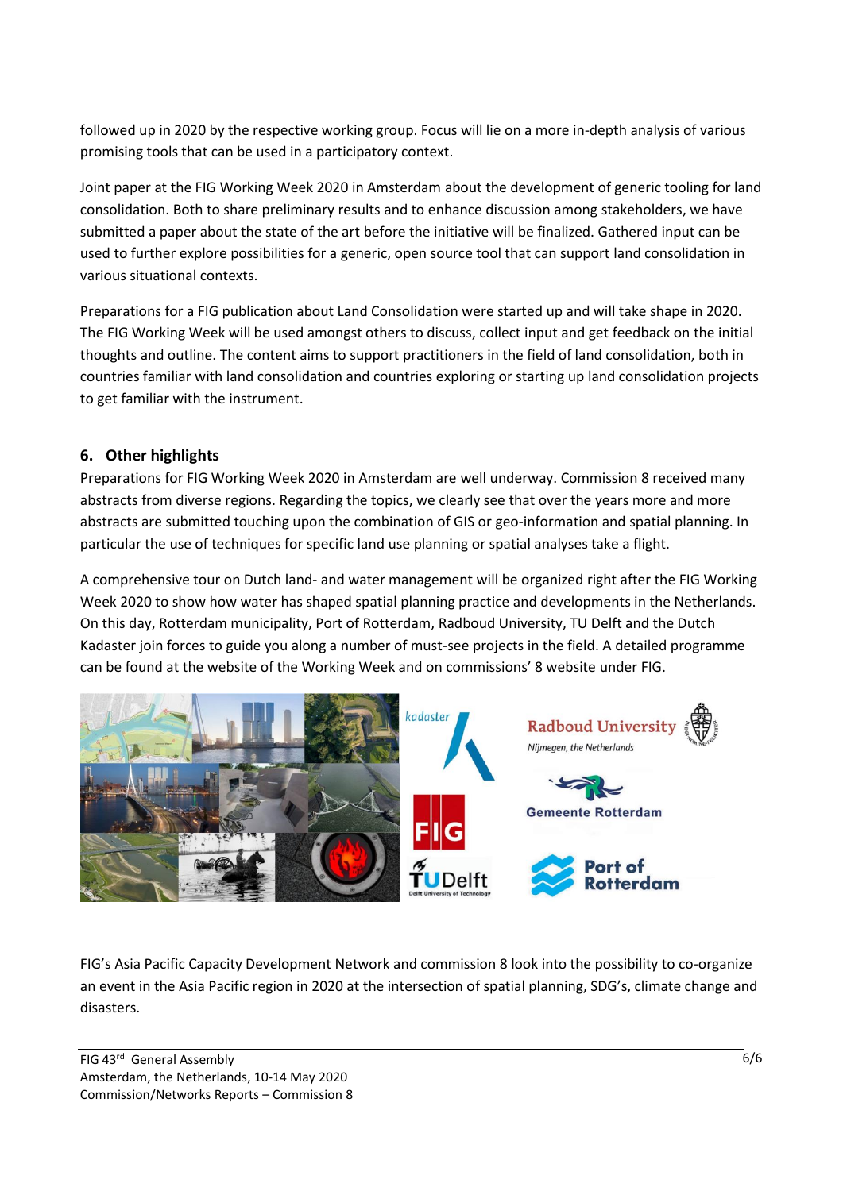followed up in 2020 by the respective working group. Focus will lie on a more in-depth analysis of various promising tools that can be used in a participatory context.

Joint paper at the FIG Working Week 2020 in Amsterdam about the development of generic tooling for land consolidation. Both to share preliminary results and to enhance discussion among stakeholders, we have submitted a paper about the state of the art before the initiative will be finalized. Gathered input can be used to further explore possibilities for a generic, open source tool that can support land consolidation in various situational contexts.

Preparations for a FIG publication about Land Consolidation were started up and will take shape in 2020. The FIG Working Week will be used amongst others to discuss, collect input and get feedback on the initial thoughts and outline. The content aims to support practitioners in the field of land consolidation, both in countries familiar with land consolidation and countries exploring or starting up land consolidation projects to get familiar with the instrument.

## 6. Other highlights

Preparations for FIG Working Week 2020 in Amsterdam are well underway. Commission 8 received many abstracts from diverse regions. Regarding the topics, we clearly see that over the years more and more abstracts are submitted touching upon the combination of GIS or geo-information and spatial planning. In particular the use of techniques for specific land use planning or spatial analyses take a flight.

A comprehensive tour on Dutch land- and water management will be organized right after the FIG Working Week 2020 to show how water has shaped spatial planning practice and developments in the Netherlands. On this day, Rotterdam municipality, Port of Rotterdam, Radboud University, TU Delft and the Dutch Kadaster join forces to guide you along a number of must-see projects in the field. A detailed programme can be found at the website of the Working Week and on commissions' 8 website under FIG.

FIG's Asia Pacific Capacity Development Network and commission 8 look into the possibility to co-organize an event in the Asia Pacific region in 2020 at the intersection of spatial planning, SDG's, climate change and disasters.